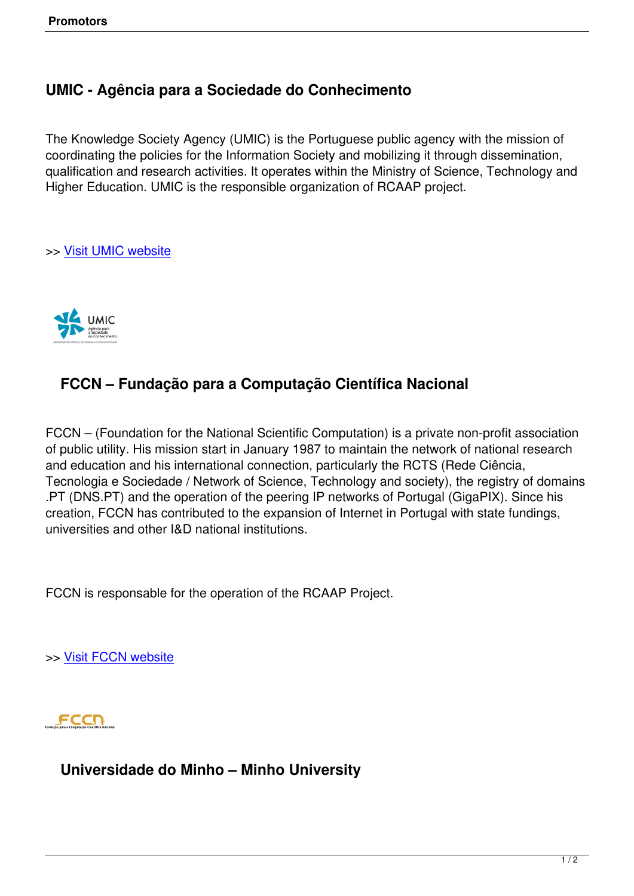## UMIC - Agência para a Sociedade do Conhecimento

The Knowledge Society Agency (UMIC) is the Portuguese public agency with the mission of coordinating the policies for the Information Society and mobilizing it through dissemination, qualification and research activities. It operates within the Ministry of Science, Technology and Higher Education. UMIC is the responsible organization of RCAAP project.

>> Visit UMIC website

## FCCN – Fundação para a Computação Científica Nacional

FCCN – (Foundation for the National Scientific Computation) is a private non-profit association of public utility. His mission start in January 1987 to maintain the network of national research and education and his international connection, particularly the RCTS (Rede Ciência, Tecnologia e Sociedade / Network of Science, Technology and society), the registry of domains .PT (DNS.PT) and the operation of the peering IP networks of Portugal (GigaPIX). Since his creation, FCCN has contributed to the expansion of Internet in Portugal with state fundings, universities and other I&D national institutions.

FCCN is responsable for the operation of the RCAAP Project.

>> Visit FCCN website

## Universidade do Minho – Minho University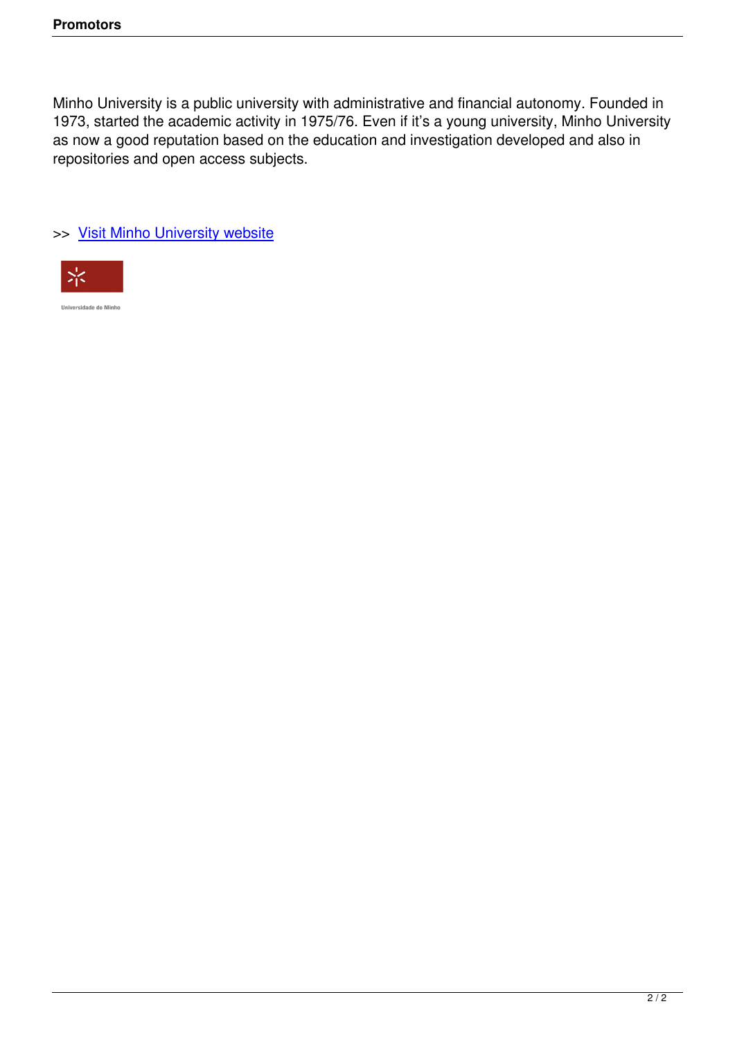Minho University is a public university with administrative and financial autonomy. Founded in 1973, started the academic activity in 1975/76. Even if it's a young university, Minho University as now a good reputation based on the education and investigation developed and also in repositories and open access subjects.

>> Visit Minho University website

Universidade do Minho